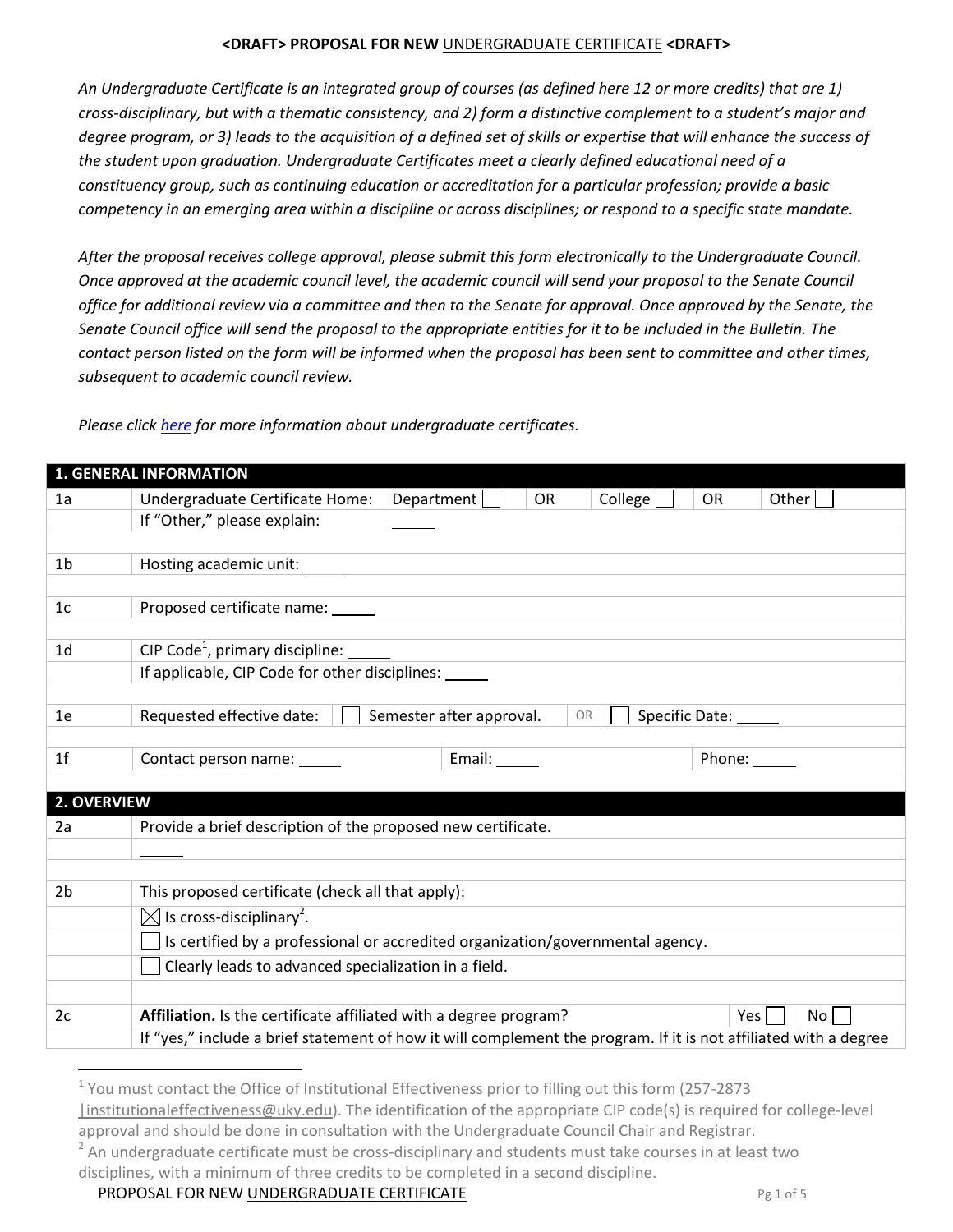# <DRAFT> PROPOSAL FOR NEW UNDERGRADUATE CERTIFICATE <DRAFT>

*An Undergraduate Certificate is an integrated group of courses (as defined here 12 or more credits) that are 1) cross-disciplinary, but with a thematic consistency, and 2) form a distinctive complement to a student's major and degree program, or 3) leads to the acquisition of a defined set of skills or expertise that will enhance the success of the student upon graduation. Undergraduate Certificates meet a clearly defined educational need of a constituency group, such as continuing education or accreditation for a particular profession; provide a basic competency in an emerging area within a discipline or across disciplines; or respond to a specific state mandate.*

*After the proposal receives college approval, please submit this form electronically to the Undergraduate Council. Once approved at the academic council level, the academic council will send your proposal to the Senate Council office for additional review via a committee and then to the Senate for approval. Once approved by the Senate, the Senate Council office will send the proposal to the appropriate entities for it to be included in the Bulletin. The contact person listed on the form will be informed when the proposal has been sent to committee and other times, subsequent to academic council review.*

*Please click here for more information about undergraduate certificates.*

| **1. GENERAL INFORMATION** | | | | | | |
|---|---|---|---|---|---|---|
| 1a | Undergraduate Certificate Home: | Department ☐ | OR | College ☐ | OR | Other ☐ |
| | If "Other," please explain: | _____ | | | | |
| 1b | Hosting academic unit: _____ | | | | | |
| 1c | Proposed certificate name: _____ | | | | | |
| 1d | CIP Code[1], primary discipline: _____ | | | | | |
| | If applicable, CIP Code for other disciplines: _____ | | | | | |
| 1e | Requested effective date: | ☐ Semester after approval. | OR | ☐ Specific Date: _____ | | |
| 1f | Contact person name: _____ | Email: _____ | | | Phone: _____ | |

| **2. OVERVIEW** | | | |
|---|---|---|---|
| 2a | Provide a brief description of the proposed new certificate. | | |
| | _____ | | |
| 2b | This proposed certificate (check all that apply): | | |
| | ☒ Is cross-disciplinary[2]. | | |
| | ☐ Is certified by a professional or accredited organization/governmental agency. | | |
| | ☐ Clearly leads to advanced specialization in a field. | | |
| 2c | **Affiliation.** Is the certificate affiliated with a degree program? | Yes ☐ | No ☐ |
| | If "yes," include a brief statement of how it will complement the program. If it is not affiliated with a degree | | |

[1] You must contact the Office of Institutional Effectiveness prior to filling out this form (257-2873 |institutionaleffectiveness@uky.edu). The identification of the appropriate CIP code(s) is required for college-level approval and should be done in consultation with the Undergraduate Council Chair and Registrar.

[2] An undergraduate certificate must be cross-disciplinary and students must take courses in at least two disciplines, with a minimum of three credits to be completed in a second discipline.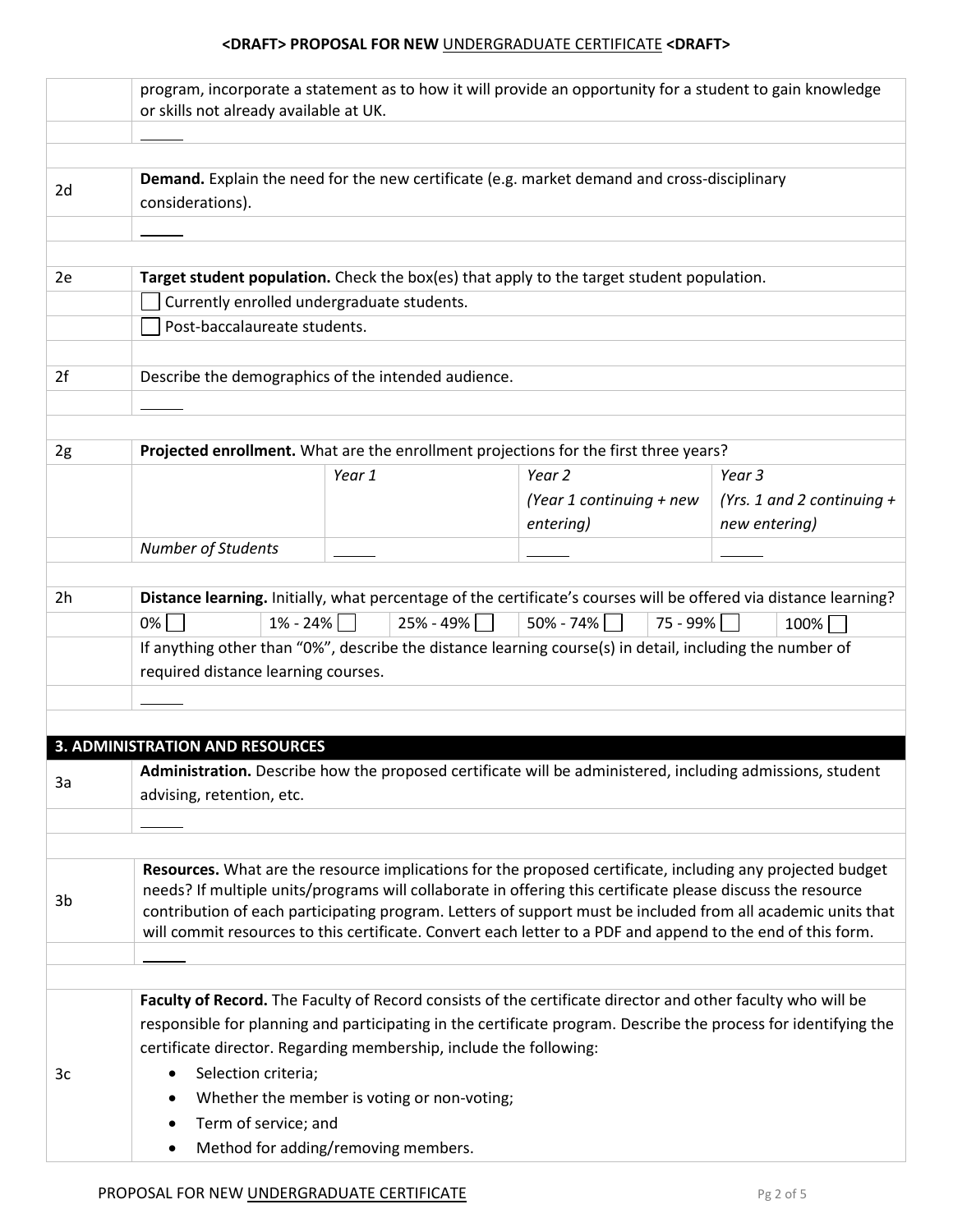| | program, incorporate a statement as to how it will provide an opportunity for a student to gain knowledge or skills not already available at UK. |
|---|---|
| | _____ |
| 2d | **Demand.** Explain the need for the new certificate (e.g. market demand and cross-disciplinary considerations). |
| | _____ |
| 2e | **Target student population.** Check the box(es) that apply to the target student population. |
| | ☐ Currently enrolled undergraduate students. |
| | ☐ Post-baccalaureate students. |
| 2f | Describe the demographics of the intended audience. |
| | _____ |

| | | | | |
|---|---|---|---|---|
| 2g | **Projected enrollment.** What are the enrollment projections for the first three years? | | | |
| | | *Year 1* | *Year 2 (Year 1 continuing + new entering)* | *Year 3 (Yrs. 1 and 2 continuing + new entering)* |
| | *Number of Students* | _____ | _____ | _____ |

| | | | | | | |
|---|---|---|---|---|---|---|
| 2h | **Distance learning.** Initially, what percentage of the certificate's courses will be offered via distance learning? | | | | | |
| | 0% ☐ | 1% - 24% ☐ | 25% - 49% ☐ | 50% - 74% ☐ | 75 - 99% ☐ | 100% ☐ |
| | If anything other than "0%", describe the distance learning course(s) in detail, including the number of required distance learning courses. | | | | | |
| | _____ | | | | | |

## 3. ADMINISTRATION AND RESOURCES

| | |
|---|---|
| 3a | **Administration.** Describe how the proposed certificate will be administered, including admissions, student advising, retention, etc. |
| | _____ |
| 3b | **Resources.** What are the resource implications for the proposed certificate, including any projected budget needs? If multiple units/programs will collaborate in offering this certificate please discuss the resource contribution of each participating program. Letters of support must be included from all academic units that will commit resources to this certificate. Convert each letter to a PDF and append to the end of this form. |
| | _____ |
| 3c | **Faculty of Record.** The Faculty of Record consists of the certificate director and other faculty who will be responsible for planning and participating in the certificate program. Describe the process for identifying the certificate director. Regarding membership, include the following:<br>• Selection criteria;<br>• Whether the member is voting or non-voting;<br>• Term of service; and<br>• Method for adding/removing members. |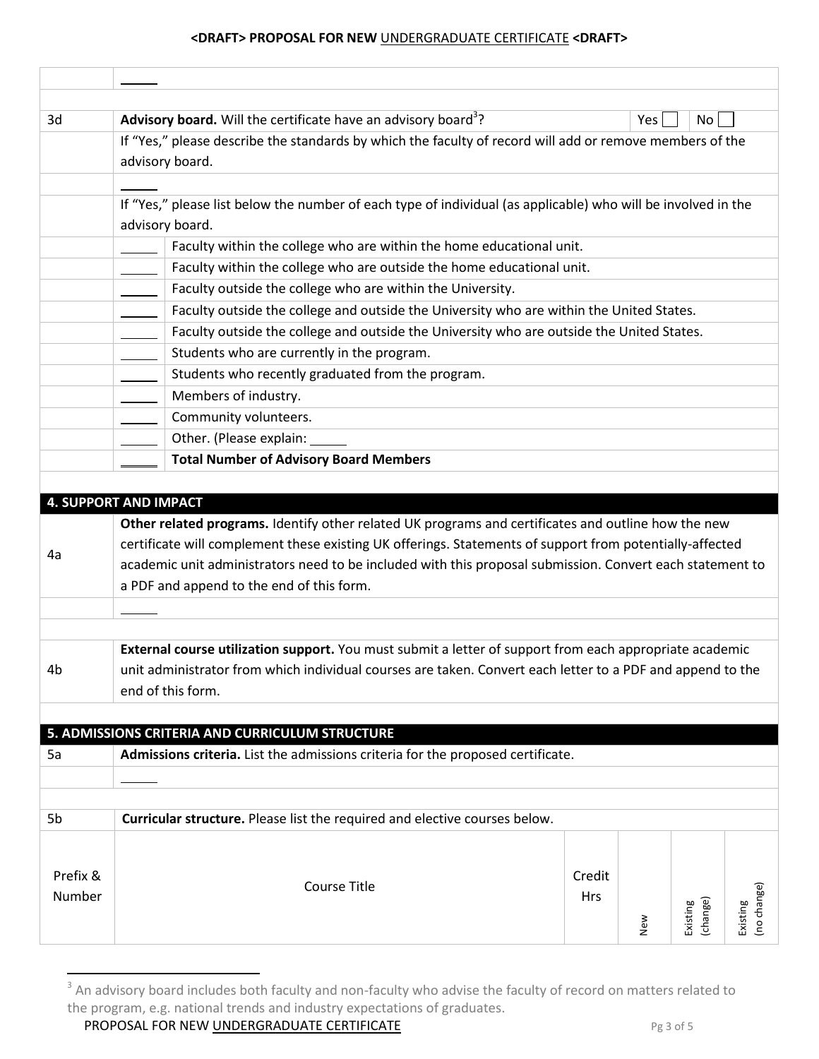| | |
|---|---|
| | _____ |
| | |
| 3d | **Advisory board.** Will the certificate have an advisory board[3]? Yes ☐ No ☐ |
| | If "Yes," please describe the standards by which the faculty of record will add or remove members of the advisory board. |
| | _____ |
| | If "Yes," please list below the number of each type of individual (as applicable) who will be involved in the advisory board. |

| | | |
|---|---|---|
| | _____ | Faculty within the college who are within the home educational unit. |
| | _____ | Faculty within the college who are outside the home educational unit. |
| | _____ | Faculty outside the college who are within the University. |
| | _____ | Faculty outside the college and outside the University who are within the United States. |
| | _____ | Faculty outside the college and outside the University who are outside the United States. |
| | _____ | Students who are currently in the program. |
| | _____ | Students who recently graduated from the program. |
| | _____ | Members of industry. |
| | _____ | Community volunteers. |
| | _____ | Other. (Please explain: _____ |
| | _____ | **Total Number of Advisory Board Members** |

## 4. SUPPORT AND IMPACT

| | |
|---|---|
| 4a | **Other related programs.** Identify other related UK programs and certificates and outline how the new certificate will complement these existing UK offerings. Statements of support from potentially-affected academic unit administrators need to be included with this proposal submission. Convert each statement to a PDF and append to the end of this form. |
| | _____ |
| | |
| 4b | **External course utilization support.** You must submit a letter of support from each appropriate academic unit administrator from which individual courses are taken. Convert each letter to a PDF and append to the end of this form. |

## 5. ADMISSIONS CRITERIA AND CURRICULUM STRUCTURE

| | |
|---|---|
| 5a | **Admissions criteria.** List the admissions criteria for the proposed certificate. |
| | _____ |
| | |
| 5b | **Curricular structure.** Please list the required and elective courses below. |

| Prefix & Number | Course Title | Credit Hrs | New | Existing (change) | Existing (no change) |
|---|---|---|---|---|---|

[3] An advisory board includes both faculty and non-faculty who advise the faculty of record on matters related to the program, e.g. national trends and industry expectations of graduates.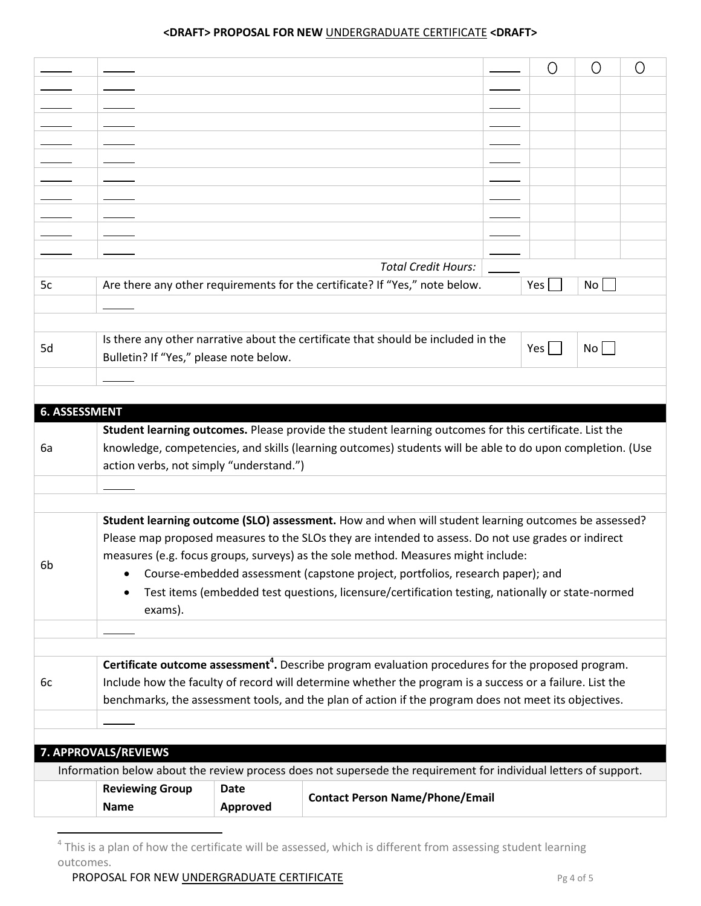**<DRAFT> PROPOSAL FOR NEW UNDERGRADUATE CERTIFICATE <DRAFT>**

| | | | | | |
|---|---|---|---|---|---|
| _____ | _____ | _____ | ○ | ○ | ○ |
| _____ | _____ | _____ | | | |
| _____ | _____ | _____ | | | |
| _____ | _____ | _____ | | | |
| _____ | _____ | _____ | | | |
| _____ | _____ | _____ | | | |
| _____ | _____ | _____ | | | |
| _____ | _____ | _____ | | | |
| _____ | _____ | _____ | | | |
| _____ | _____ | _____ | | | |
| _____ | _____ | _____ | | | |
| | *Total Credit Hours:* | _____ | | | |

| | | | |
|---|---|---|---|
| 5c | Are there any other requirements for the certificate? If "Yes," note below. | Yes ☐ | No ☐ |
| | _____ | | |
| 5d | Is there any other narrative about the certificate that should be included in the Bulletin? If "Yes," please note below. | Yes ☐ | No ☐ |
| | _____ | | |

## 6. ASSESSMENT

| | |
|---|---|
| 6a | **Student learning outcomes.** Please provide the student learning outcomes for this certificate. List the knowledge, competencies, and skills (learning outcomes) students will be able to do upon completion. (Use action verbs, not simply "understand.") |
| | _____ |
| 6b | **Student learning outcome (SLO) assessment.** How and when will student learning outcomes be assessed? Please map proposed measures to the SLOs they are intended to assess. Do not use grades or indirect measures (e.g. focus groups, surveys) as the sole method. Measures might include:<br>• Course-embedded assessment (capstone project, portfolios, research paper); and<br>• Test items (embedded test questions, licensure/certification testing, nationally or state-normed exams). |
| | _____ |
| 6c | **Certificate outcome assessment[4].** Describe program evaluation procedures for the proposed program. Include how the faculty of record will determine whether the program is a success or a failure. List the benchmarks, the assessment tools, and the plan of action if the program does not meet its objectives. |
| | _____ |

## 7. APPROVALS/REVIEWS

Information below about the review process does not supersede the requirement for individual letters of support.

| | Reviewing Group Name | Date Approved | Contact Person Name/Phone/Email |
|---|---|---|---|

[4] This is a plan of how the certificate will be assessed, which is different from assessing student learning outcomes.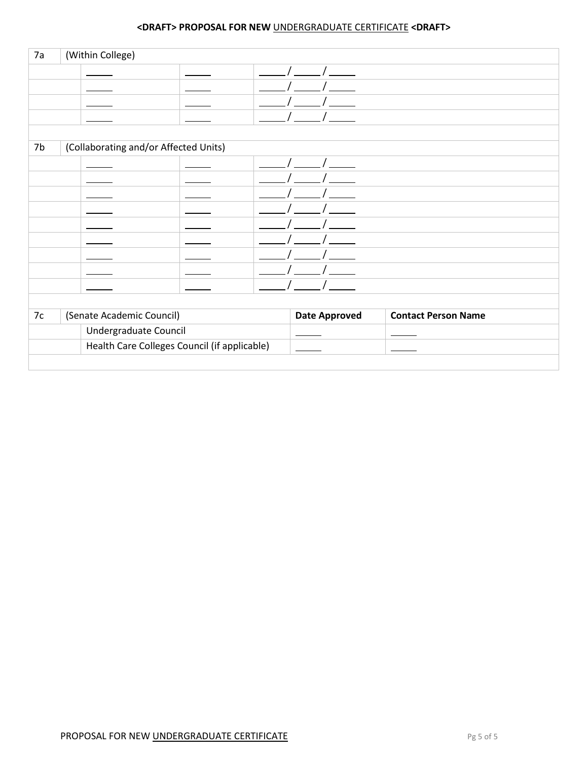**<DRAFT> PROPOSAL FOR NEW UNDERGRADUATE CERTIFICATE <DRAFT>**

| | | | | | |
|---|---|---|---|---|---|
| 7a | (Within College) | | | | |
| | _____ | _____ | _____ / _____ / _____ | | |
| | _____ | _____ | _____ / _____ / _____ | | |
| | _____ | _____ | _____ / _____ / _____ | | |
| | _____ | _____ | _____ / _____ / _____ | | |
| | | | | | |
| 7b | (Collaborating and/or Affected Units) | | | | |
| | _____ | _____ | _____ / _____ / _____ | | |
| | _____ | _____ | _____ / _____ / _____ | | |
| | _____ | _____ | _____ / _____ / _____ | | |
| | _____ | _____ | _____ / _____ / _____ | | |
| | _____ | _____ | _____ / _____ / _____ | | |
| | _____ | _____ | _____ / _____ / _____ | | |
| | _____ | _____ | _____ / _____ / _____ | | |
| | _____ | _____ | _____ / _____ / _____ | | |
| | _____ | _____ | _____ / _____ / _____ | | |
| | | | | | |
| 7c | (Senate Academic Council) | | | **Date Approved** | **Contact Person Name** |
| | Undergraduate Council | | | _____ | _____ |
| | Health Care Colleges Council (if applicable) | | | _____ | _____ |